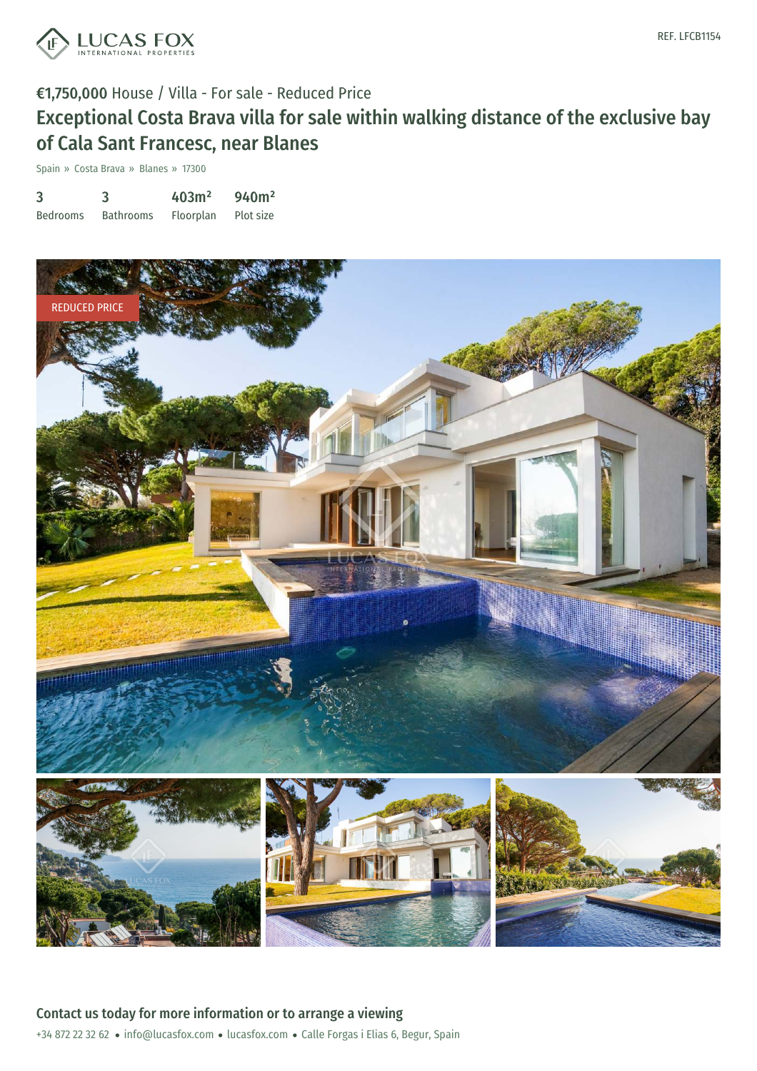REF. LFCB1154

€1,750,000 House / Villa - For sale - Reduced Price

# Exceptional Costa Brava villa for sale within walking distance of the exclusive bay of Cala Sant Francesc, near Blanes

Spain » Costa Brava » Blanes » 17300

| 3 | 3 | 403m² | 940m² |
|---|---|---|---|
| Bedrooms | Bathrooms | Floorplan | Plot size |

REDUCED PRICE

## Contact us today for more information or to arrange a viewing

+34 872 22 32 62 • info@lucasfox.com • lucasfox.com • Calle Forgas i Elias 6, Begur, Spain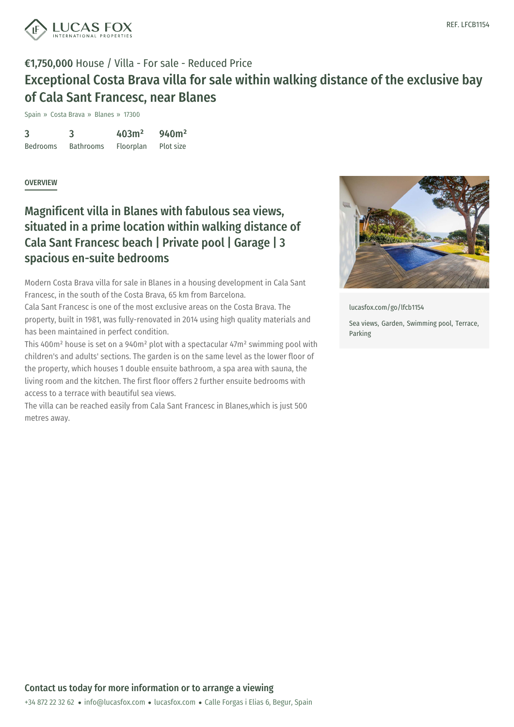REF. LFCB1154

€1,750,000 House / Villa - For sale - Reduced Price

# Exceptional Costa Brava villa for sale within walking distance of the exclusive bay of Cala Sant Francesc, near Blanes

Spain » Costa Brava » Blanes » 17300

| 3 | 3 | 403m² | 940m² |
|---|---|---|---|
| Bedrooms | Bathrooms | Floorplan | Plot size |

OVERVIEW

## Magnificent villa in Blanes with fabulous sea views, situated in a prime location within walking distance of Cala Sant Francesc beach | Private pool | Garage | 3 spacious en-suite bedrooms

Modern Costa Brava villa for sale in Blanes in a housing development in Cala Sant Francesc, in the south of the Costa Brava, 65 km from Barcelona.

Cala Sant Francesc is one of the most exclusive areas on the Costa Brava. The property, built in 1981, was fully-renovated in 2014 using high quality materials and has been maintained in perfect condition.

This 400m² house is set on a 940m² plot with a spectacular 47m² swimming pool with children's and adults' sections. The garden is on the same level as the lower floor of the property, which houses 1 double ensuite bathroom, a spa area with sauna, the living room and the kitchen. The first floor offers 2 further ensuite bedrooms with access to a terrace with beautiful sea views.

The villa can be reached easily from Cala Sant Francesc in Blanes,which is just 500 metres away.

lucasfox.com/go/lfcb1154

Sea views, Garden, Swimming pool, Terrace, Parking

## Contact us today for more information or to arrange a viewing

+34 872 22 32 62 • info@lucasfox.com • lucasfox.com • Calle Forgas i Elias 6, Begur, Spain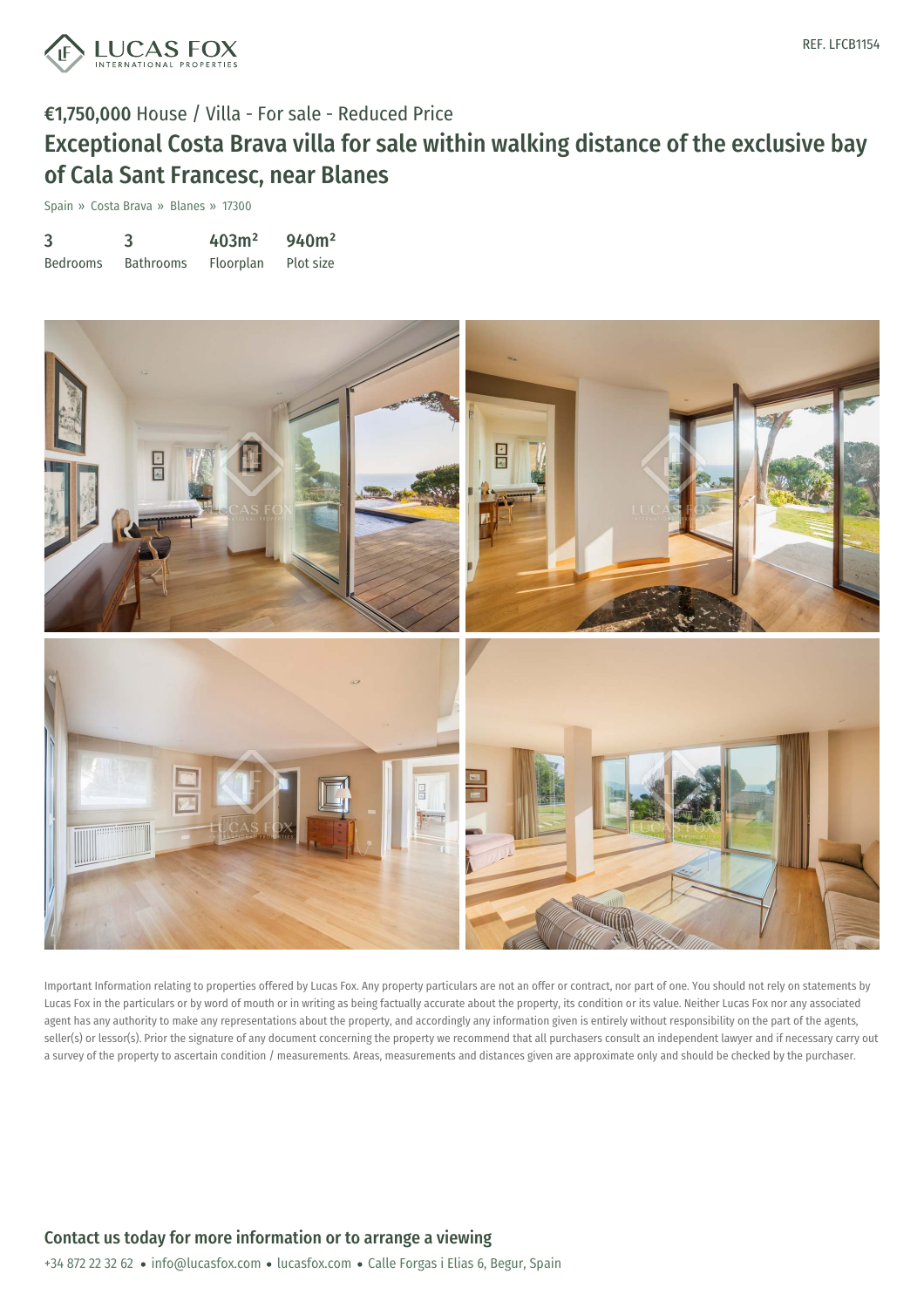REF. LFCB1154

**€1,750,000** House / Villa - For sale - Reduced Price

# Exceptional Costa Brava villa for sale within walking distance of the exclusive bay of Cala Sant Francesc, near Blanes

Spain » Costa Brava » Blanes » 17300

| 3 | 3 | 403m² | 940m² |
|---|---|---|---|
| Bedrooms | Bathrooms | Floorplan | Plot size |

Important Information relating to properties offered by Lucas Fox. Any property particulars are not an offer or contract, nor part of one. You should not rely on statements by Lucas Fox in the particulars or by word of mouth or in writing as being factually accurate about the property, its condition or its value. Neither Lucas Fox nor any associated agent has any authority to make any representations about the property, and accordingly any information given is entirely without responsibility on the part of the agents, seller(s) or lessor(s). Prior the signature of any document concerning the property we recommend that all purchasers consult an independent lawyer and if necessary carry out a survey of the property to ascertain condition / measurements. Areas, measurements and distances given are approximate only and should be checked by the purchaser.

## Contact us today for more information or to arrange a viewing

+34 872 22 32 62 • info@lucasfox.com • lucasfox.com • Calle Forgas i Elias 6, Begur, Spain